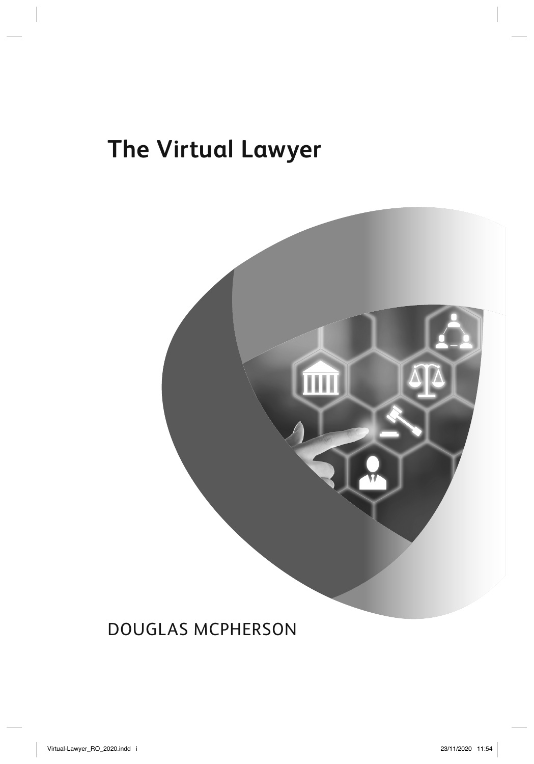# The Virtual Lawyer

DOUGLAS MCPHERSON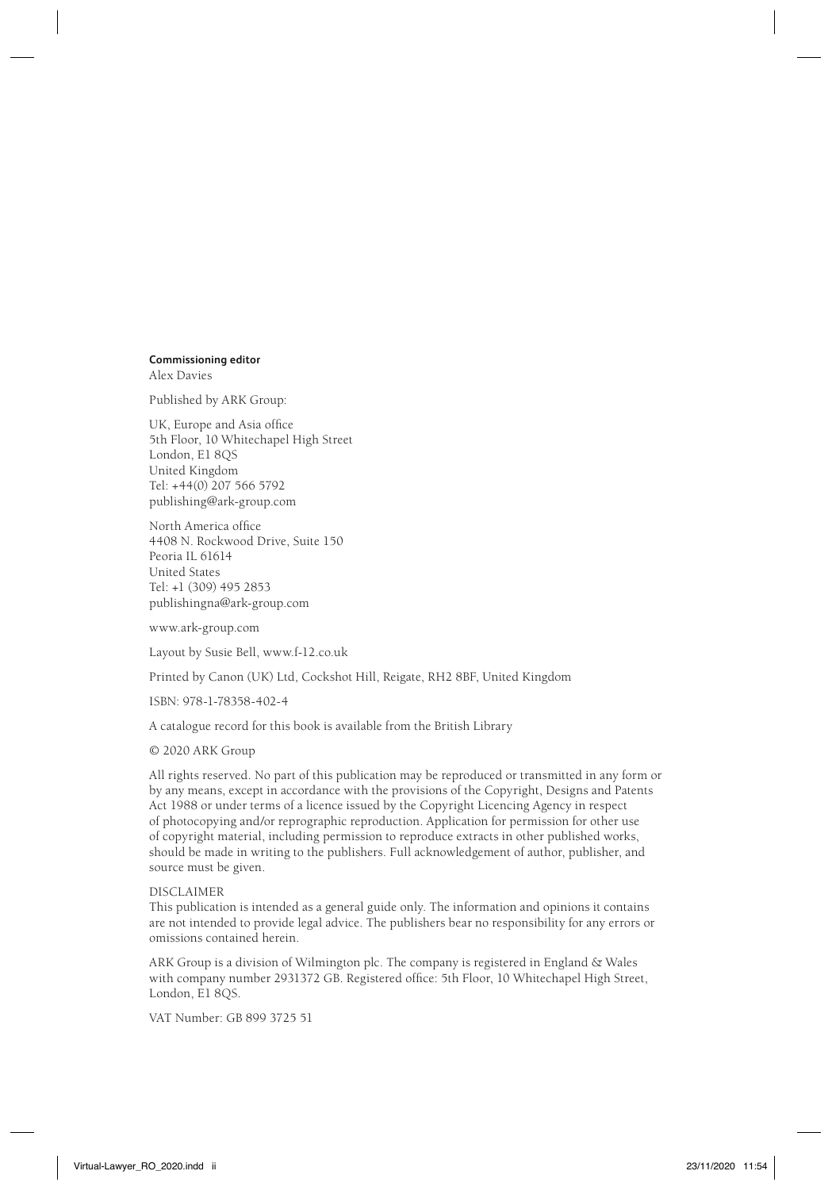**Commissioning editor**
Alex Davies

Published by ARK Group:

UK, Europe and Asia office
5th Floor, 10 Whitechapel High Street
London, E1 8QS
United Kingdom
Tel: +44(0) 207 566 5792
publishing@ark-group.com

North America office
4408 N. Rockwood Drive, Suite 150
Peoria IL 61614
United States
Tel: +1 (309) 495 2853
publishingna@ark-group.com

www.ark-group.com

Layout by Susie Bell, www.f-12.co.uk

Printed by Canon (UK) Ltd, Cockshot Hill, Reigate, RH2 8BF, United Kingdom

ISBN: 978-1-78358-402-4

A catalogue record for this book is available from the British Library

© 2020 ARK Group

All rights reserved. No part of this publication may be reproduced or transmitted in any form or by any means, except in accordance with the provisions of the Copyright, Designs and Patents Act 1988 or under terms of a licence issued by the Copyright Licencing Agency in respect of photocopying and/or reprographic reproduction. Application for permission for other use of copyright material, including permission to reproduce extracts in other published works, should be made in writing to the publishers. Full acknowledgement of author, publisher, and source must be given.

DISCLAIMER
This publication is intended as a general guide only. The information and opinions it contains are not intended to provide legal advice. The publishers bear no responsibility for any errors or omissions contained herein.

ARK Group is a division of Wilmington plc. The company is registered in England & Wales with company number 2931372 GB. Registered office: 5th Floor, 10 Whitechapel High Street, London, E1 8QS.

VAT Number: GB 899 3725 51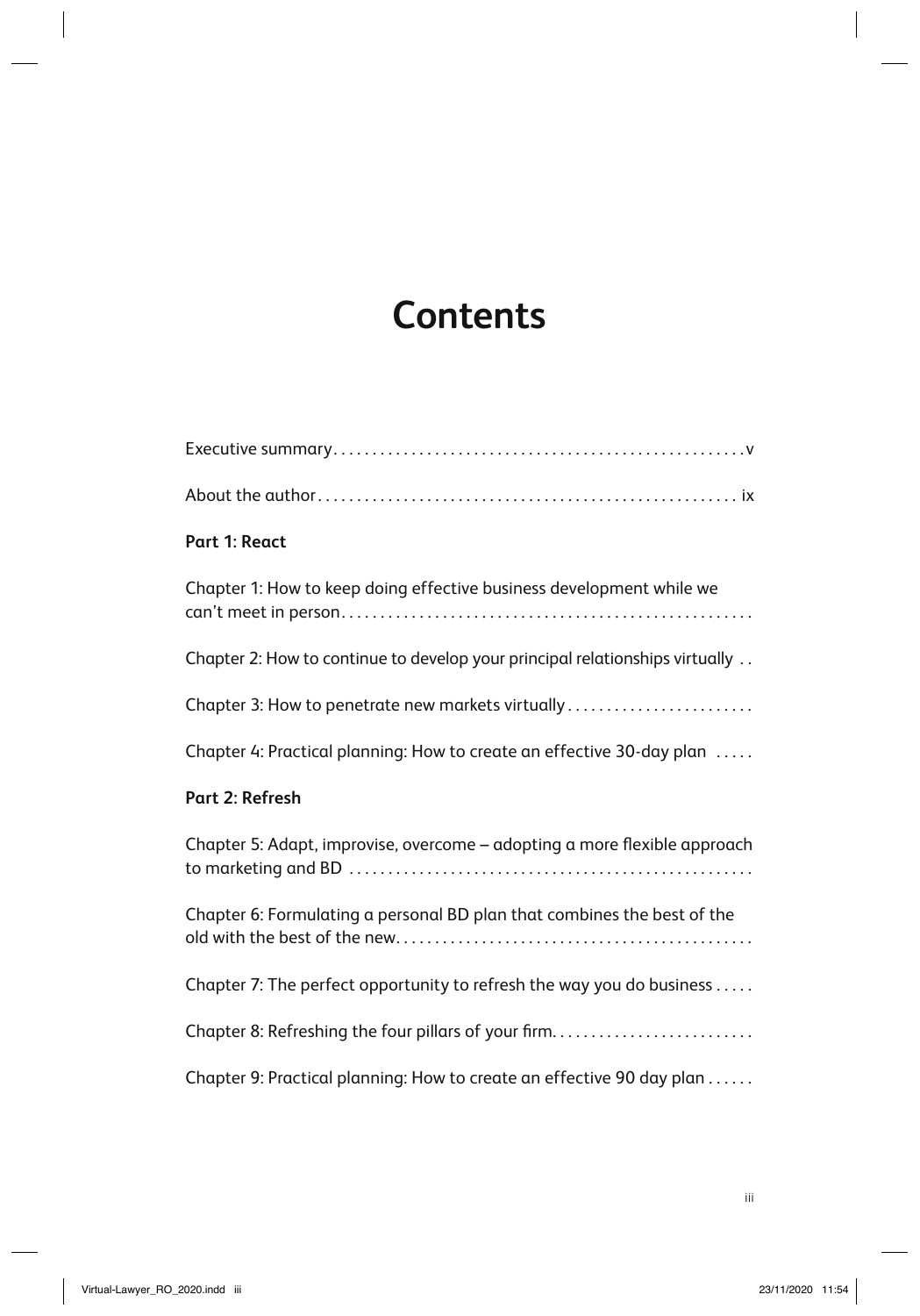# Contents

Executive summary . . . . . . v

About the author . . . . . . ix

**Part 1: React**

Chapter 1: How to keep doing effective business development while we can't meet in person . . . . . .

Chapter 2: How to continue to develop your principal relationships virtually . .

Chapter 3: How to penetrate new markets virtually . . . . . .

Chapter 4: Practical planning: How to create an effective 30-day plan . . . . .

**Part 2: Refresh**

Chapter 5: Adapt, improvise, overcome – adopting a more flexible approach to marketing and BD . . . . . .

Chapter 6: Formulating a personal BD plan that combines the best of the old with the best of the new . . . . . .

Chapter 7: The perfect opportunity to refresh the way you do business . . . . .

Chapter 8: Refreshing the four pillars of your firm . . . . . .

Chapter 9: Practical planning: How to create an effective 90 day plan . . . . . .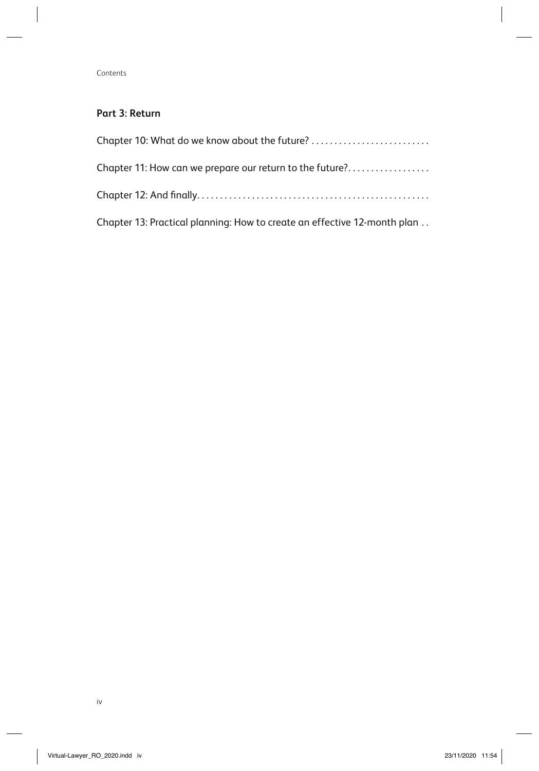**Part 3: Return**

Chapter 10: What do we know about the future? . . . . . . . . . . . . . . . . . . . . . . . . . .

Chapter 11: How can we prepare our return to the future?. . . . . . . . . . . . . . . . . .

Chapter 12: And finally. . . . . . . . . . . . . . . . . . . . . . . . . . . . . . . . . . . . . . . . . . . . . . . . . . .

Chapter 13: Practical planning: How to create an effective 12-month plan . .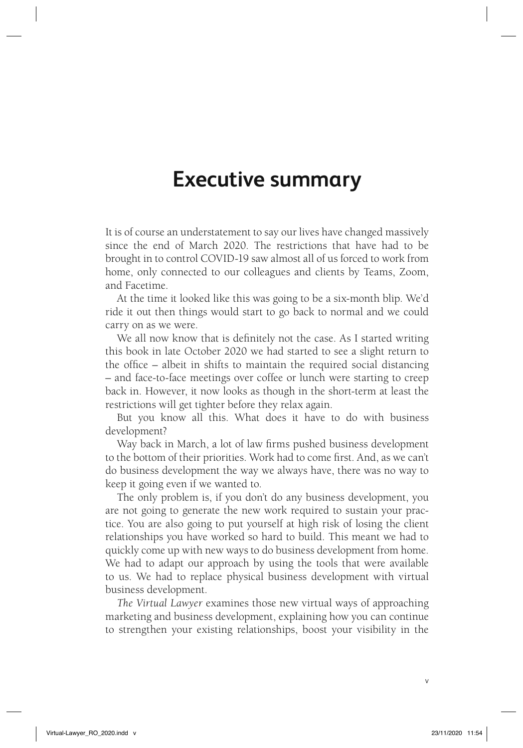# Executive summary

It is of course an understatement to say our lives have changed massively since the end of March 2020. The restrictions that have had to be brought in to control COVID-19 saw almost all of us forced to work from home, only connected to our colleagues and clients by Teams, Zoom, and Facetime.

At the time it looked like this was going to be a six-month blip. We'd ride it out then things would start to go back to normal and we could carry on as we were.

We all now know that is definitely not the case. As I started writing this book in late October 2020 we had started to see a slight return to the office – albeit in shifts to maintain the required social distancing – and face-to-face meetings over coffee or lunch were starting to creep back in. However, it now looks as though in the short-term at least the restrictions will get tighter before they relax again.

But you know all this. What does it have to do with business development?

Way back in March, a lot of law firms pushed business development to the bottom of their priorities. Work had to come first. And, as we can't do business development the way we always have, there was no way to keep it going even if we wanted to.

The only problem is, if you don't do any business development, you are not going to generate the new work required to sustain your practice. You are also going to put yourself at high risk of losing the client relationships you have worked so hard to build. This meant we had to quickly come up with new ways to do business development from home. We had to adapt our approach by using the tools that were available to us. We had to replace physical business development with virtual business development.

*The Virtual Lawyer* examines those new virtual ways of approaching marketing and business development, explaining how you can continue to strengthen your existing relationships, boost your visibility in the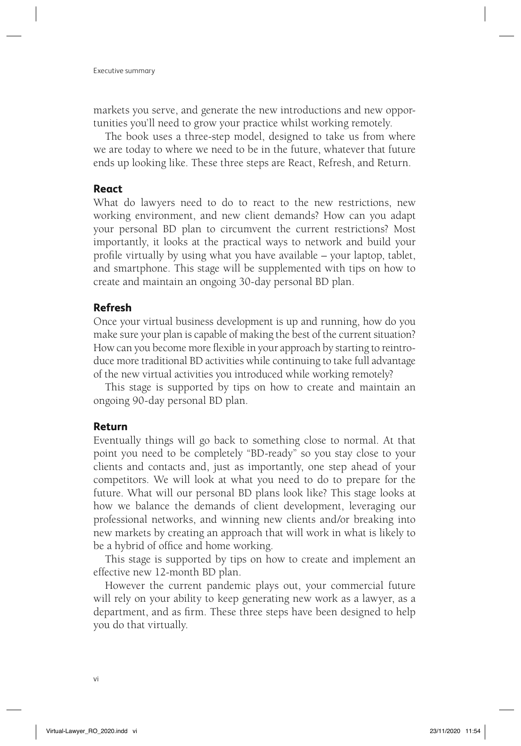markets you serve, and generate the new introductions and new opportunities you'll need to grow your practice whilst working remotely.

The book uses a three-step model, designed to take us from where we are today to where we need to be in the future, whatever that future ends up looking like. These three steps are React, Refresh, and Return.

### React

What do lawyers need to do to react to the new restrictions, new working environment, and new client demands? How can you adapt your personal BD plan to circumvent the current restrictions? Most importantly, it looks at the practical ways to network and build your profile virtually by using what you have available – your laptop, tablet, and smartphone. This stage will be supplemented with tips on how to create and maintain an ongoing 30-day personal BD plan.

### Refresh

Once your virtual business development is up and running, how do you make sure your plan is capable of making the best of the current situation? How can you become more flexible in your approach by starting to reintroduce more traditional BD activities while continuing to take full advantage of the new virtual activities you introduced while working remotely?

This stage is supported by tips on how to create and maintain an ongoing 90-day personal BD plan.

### Return

Eventually things will go back to something close to normal. At that point you need to be completely "BD-ready" so you stay close to your clients and contacts and, just as importantly, one step ahead of your competitors. We will look at what you need to do to prepare for the future. What will our personal BD plans look like? This stage looks at how we balance the demands of client development, leveraging our professional networks, and winning new clients and/or breaking into new markets by creating an approach that will work in what is likely to be a hybrid of office and home working.

This stage is supported by tips on how to create and implement an effective new 12-month BD plan.

However the current pandemic plays out, your commercial future will rely on your ability to keep generating new work as a lawyer, as a department, and as firm. These three steps have been designed to help you do that virtually.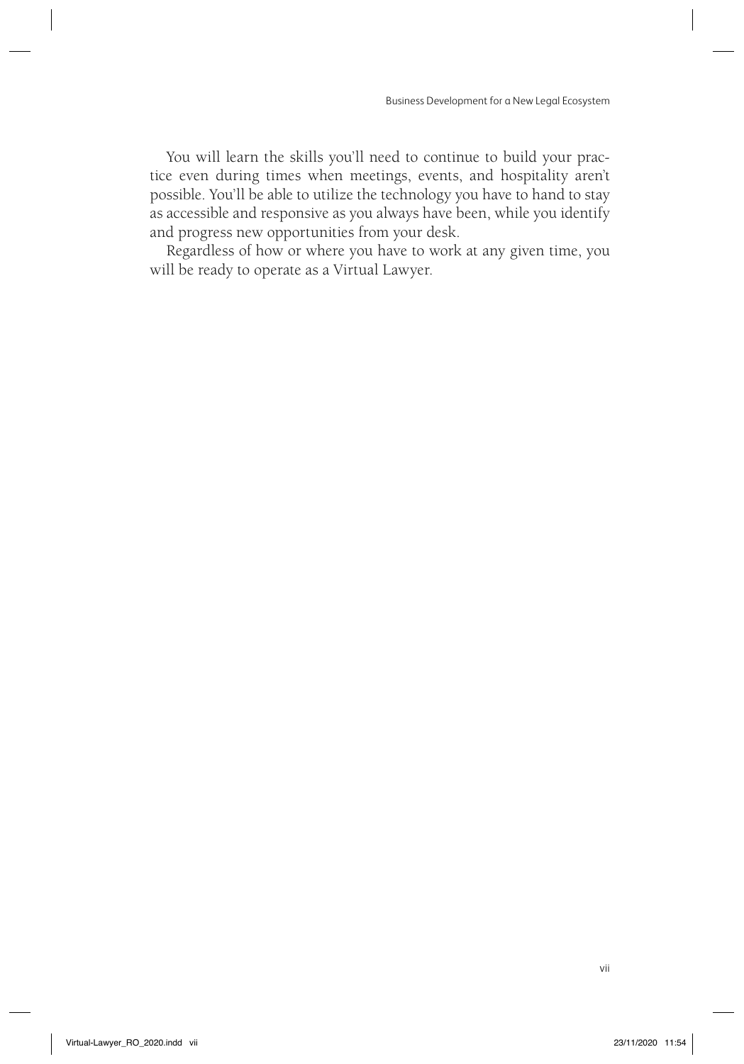You will learn the skills you'll need to continue to build your practice even during times when meetings, events, and hospitality aren't possible. You'll be able to utilize the technology you have to hand to stay as accessible and responsive as you always have been, while you identify and progress new opportunities from your desk.

Regardless of how or where you have to work at any given time, you will be ready to operate as a Virtual Lawyer.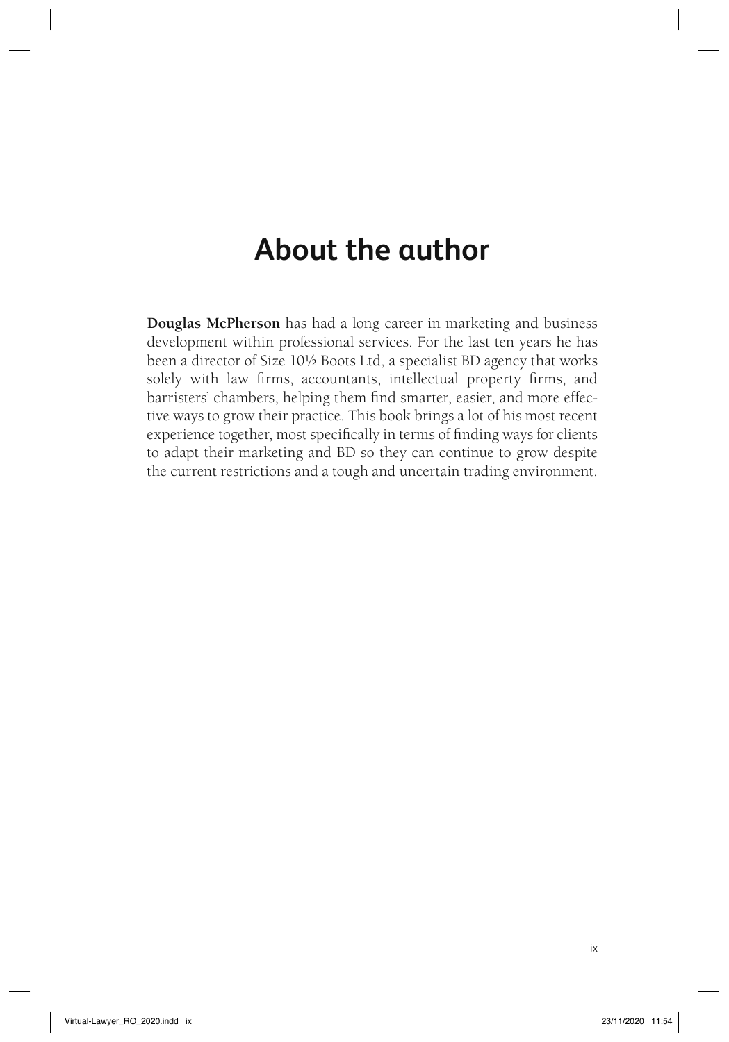# About the author

**Douglas McPherson** has had a long career in marketing and business development within professional services. For the last ten years he has been a director of Size 10½ Boots Ltd, a specialist BD agency that works solely with law firms, accountants, intellectual property firms, and barristers' chambers, helping them find smarter, easier, and more effective ways to grow their practice. This book brings a lot of his most recent experience together, most specifically in terms of finding ways for clients to adapt their marketing and BD so they can continue to grow despite the current restrictions and a tough and uncertain trading environment.